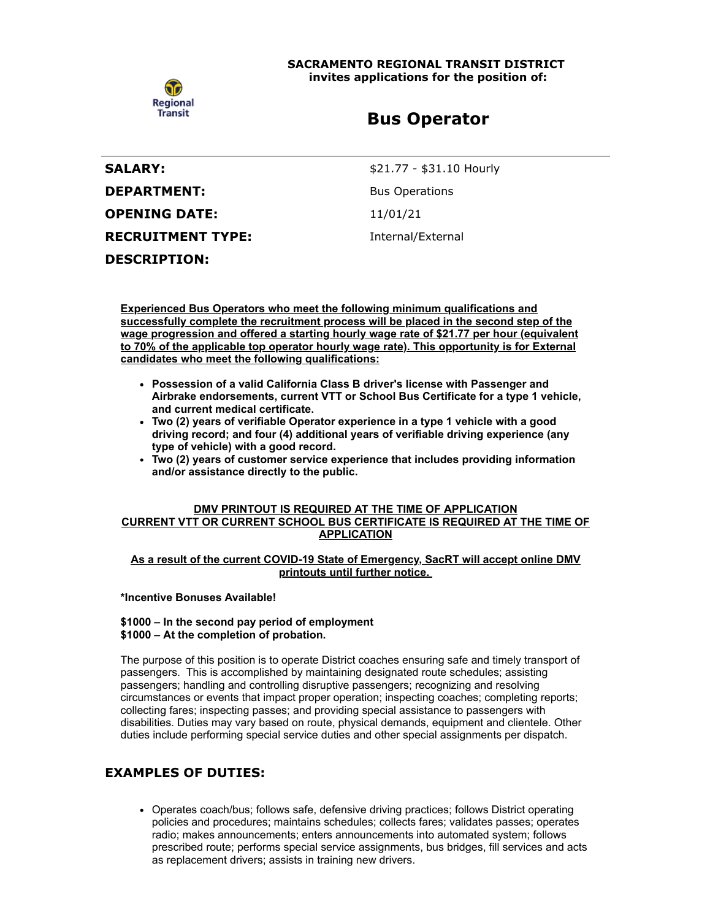**SACRAMENTO REGIONAL TRANSIT DISTRICT**
**invites applications for the position of:**

# Bus Operator

| | |
|---|---|
| **SALARY:** | $21.77 - $31.10 Hourly |
| **DEPARTMENT:** | Bus Operations |
| **OPENING DATE:** | 11/01/21 |
| **RECRUITMENT TYPE:** | Internal/External |

## DESCRIPTION:

**Experienced Bus Operators who meet the following minimum qualifications and successfully complete the recruitment process will be placed in the second step of the wage progression and offered a starting hourly wage rate of $21.77 per hour (equivalent to 70% of the applicable top operator hourly wage rate). This opportunity is for External candidates who meet the following qualifications:**

- **Possession of a valid California Class B driver's license with Passenger and Airbrake endorsements, current VTT or School Bus Certificate for a type 1 vehicle, and current medical certificate.**
- **Two (2) years of verifiable Operator experience in a type 1 vehicle with a good driving record; and four (4) additional years of verifiable driving experience (any type of vehicle) with a good record.**
- **Two (2) years of customer service experience that includes providing information and/or assistance directly to the public.**

**DMV PRINTOUT IS REQUIRED AT THE TIME OF APPLICATION**
**CURRENT VTT OR CURRENT SCHOOL BUS CERTIFICATE IS REQUIRED AT THE TIME OF APPLICATION**

**As a result of the current COVID-19 State of Emergency, SacRT will accept online DMV printouts until further notice.**

***Incentive Bonuses Available!**

**$1000 – In the second pay period of employment**
**$1000 – At the completion of probation.**

The purpose of this position is to operate District coaches ensuring safe and timely transport of passengers. This is accomplished by maintaining designated route schedules; assisting passengers; handling and controlling disruptive passengers; recognizing and resolving circumstances or events that impact proper operation; inspecting coaches; completing reports; collecting fares; inspecting passes; and providing special assistance to passengers with disabilities. Duties may vary based on route, physical demands, equipment and clientele. Other duties include performing special service duties and other special assignments per dispatch.

## EXAMPLES OF DUTIES:

- Operates coach/bus; follows safe, defensive driving practices; follows District operating policies and procedures; maintains schedules; collects fares; validates passes; operates radio; makes announcements; enters announcements into automated system; follows prescribed route; performs special service assignments, bus bridges, fill services and acts as replacement drivers; assists in training new drivers.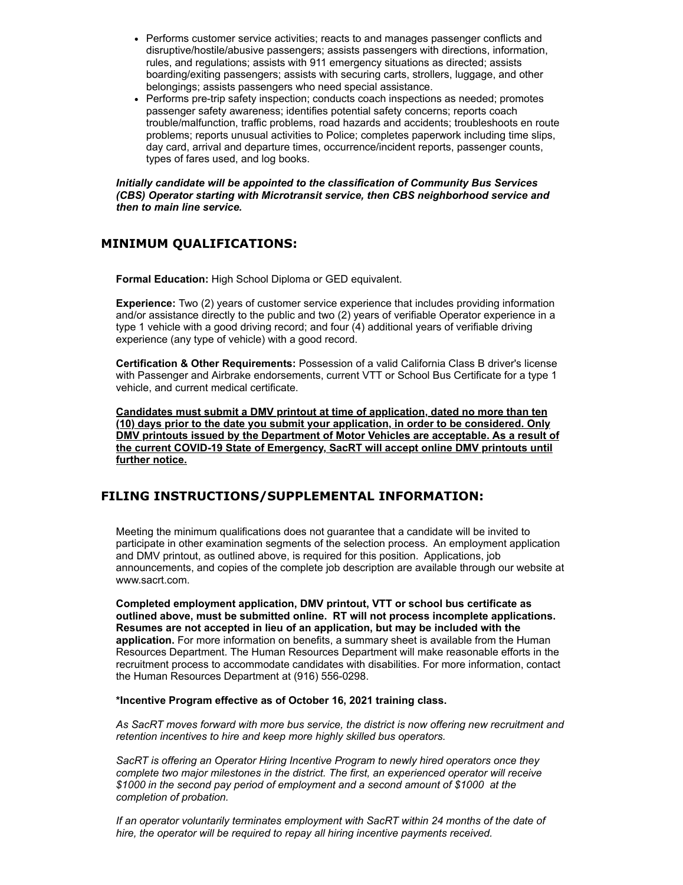- Performs customer service activities; reacts to and manages passenger conflicts and disruptive/hostile/abusive passengers; assists passengers with directions, information, rules, and regulations; assists with 911 emergency situations as directed; assists boarding/exiting passengers; assists with securing carts, strollers, luggage, and other belongings; assists passengers who need special assistance.
- Performs pre-trip safety inspection; conducts coach inspections as needed; promotes passenger safety awareness; identifies potential safety concerns; reports coach trouble/malfunction, traffic problems, road hazards and accidents; troubleshoots en route problems; reports unusual activities to Police; completes paperwork including time slips, day card, arrival and departure times, occurrence/incident reports, passenger counts, types of fares used, and log books.

***Initially candidate will be appointed to the classification of Community Bus Services (CBS) Operator starting with Microtransit service, then CBS neighborhood service and then to main line service.***

## MINIMUM QUALIFICATIONS:

**Formal Education:** High School Diploma or GED equivalent.

**Experience:** Two (2) years of customer service experience that includes providing information and/or assistance directly to the public and two (2) years of verifiable Operator experience in a type 1 vehicle with a good driving record; and four (4) additional years of verifiable driving experience (any type of vehicle) with a good record.

**Certification & Other Requirements:** Possession of a valid California Class B driver's license with Passenger and Airbrake endorsements, current VTT or School Bus Certificate for a type 1 vehicle, and current medical certificate.

**Candidates must submit a DMV printout at time of application, dated no more than ten (10) days prior to the date you submit your application, in order to be considered. Only DMV printouts issued by the Department of Motor Vehicles are acceptable. As a result of the current COVID-19 State of Emergency, SacRT will accept online DMV printouts until further notice.**

## FILING INSTRUCTIONS/SUPPLEMENTAL INFORMATION:

Meeting the minimum qualifications does not guarantee that a candidate will be invited to participate in other examination segments of the selection process. An employment application and DMV printout, as outlined above, is required for this position. Applications, job announcements, and copies of the complete job description are available through our website at www.sacrt.com.

**Completed employment application, DMV printout, VTT or school bus certificate as outlined above, must be submitted online. RT will not process incomplete applications. Resumes are not accepted in lieu of an application, but may be included with the application.** For more information on benefits, a summary sheet is available from the Human Resources Department. The Human Resources Department will make reasonable efforts in the recruitment process to accommodate candidates with disabilities. For more information, contact the Human Resources Department at (916) 556-0298.

**\*Incentive Program effective as of October 16, 2021 training class.**

*As SacRT moves forward with more bus service, the district is now offering new recruitment and retention incentives to hire and keep more highly skilled bus operators.*

*SacRT is offering an Operator Hiring Incentive Program to newly hired operators once they complete two major milestones in the district. The first, an experienced operator will receive $1000 in the second pay period of employment and a second amount of $1000 at the completion of probation.*

*If an operator voluntarily terminates employment with SacRT within 24 months of the date of hire, the operator will be required to repay all hiring incentive payments received.*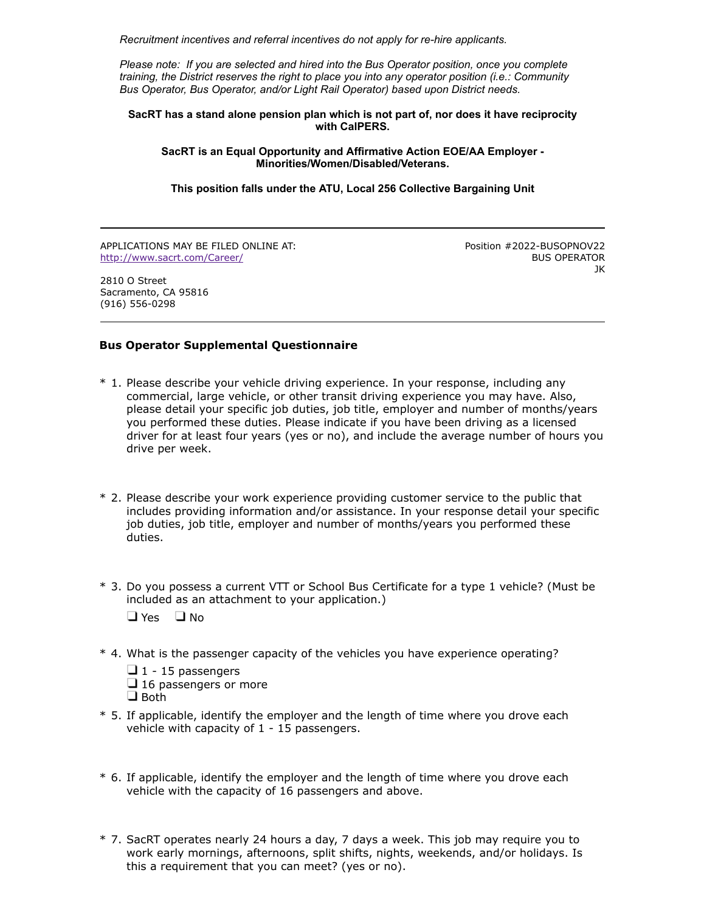*Recruitment incentives and referral incentives do not apply for re-hire applicants.*

*Please note: If you are selected and hired into the Bus Operator position, once you complete training, the District reserves the right to place you into any operator position (i.e.: Community Bus Operator, Bus Operator, and/or Light Rail Operator) based upon District needs.*

**SacRT has a stand alone pension plan which is not part of, nor does it have reciprocity with CalPERS.**

**SacRT is an Equal Opportunity and Affirmative Action EOE/AA Employer - Minorities/Women/Disabled/Veterans.**

**This position falls under the ATU, Local 256 Collective Bargaining Unit**

---

APPLICATIONS MAY BE FILED ONLINE AT:
http://www.sacrt.com/Career/

Position #2022-BUSOPNOV22
BUS OPERATOR
JK

2810 O Street
Sacramento, CA 95816
(916) 556-0298

---

### Bus Operator Supplemental Questionnaire

\* 1. Please describe your vehicle driving experience. In your response, including any commercial, large vehicle, or other transit driving experience you may have. Also, please detail your specific job duties, job title, employer and number of months/years you performed these duties. Please indicate if you have been driving as a licensed driver for at least four years (yes or no), and include the average number of hours you drive per week.

\* 2. Please describe your work experience providing customer service to the public that includes providing information and/or assistance. In your response detail your specific job duties, job title, employer and number of months/years you performed these duties.

\* 3. Do you possess a current VTT or School Bus Certificate for a type 1 vehicle? (Must be included as an attachment to your application.)

- ❑ Yes
- ❑ No

\* 4. What is the passenger capacity of the vehicles you have experience operating?

- ❑ 1 - 15 passengers
- ❑ 16 passengers or more
- ❑ Both

\* 5. If applicable, identify the employer and the length of time where you drove each vehicle with capacity of 1 - 15 passengers.

\* 6. If applicable, identify the employer and the length of time where you drove each vehicle with the capacity of 16 passengers and above.

\* 7. SacRT operates nearly 24 hours a day, 7 days a week. This job may require you to work early mornings, afternoons, split shifts, nights, weekends, and/or holidays. Is this a requirement that you can meet? (yes or no).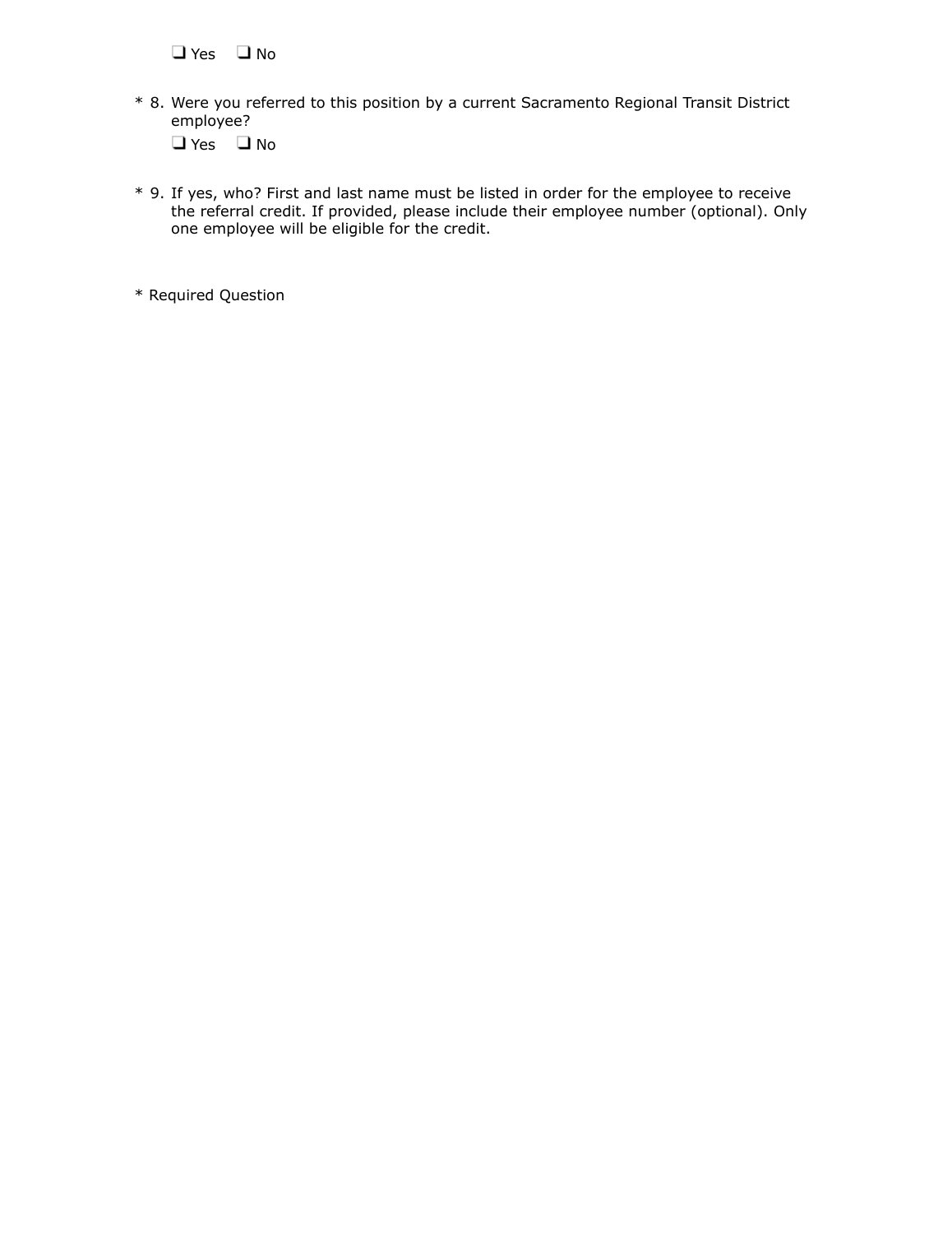❑ Yes ❑ No

* 8. Were you referred to this position by a current Sacramento Regional Transit District employee?

  ❑ Yes ❑ No

* 9. If yes, who? First and last name must be listed in order for the employee to receive the referral credit. If provided, please include their employee number (optional). Only one employee will be eligible for the credit.

* Required Question